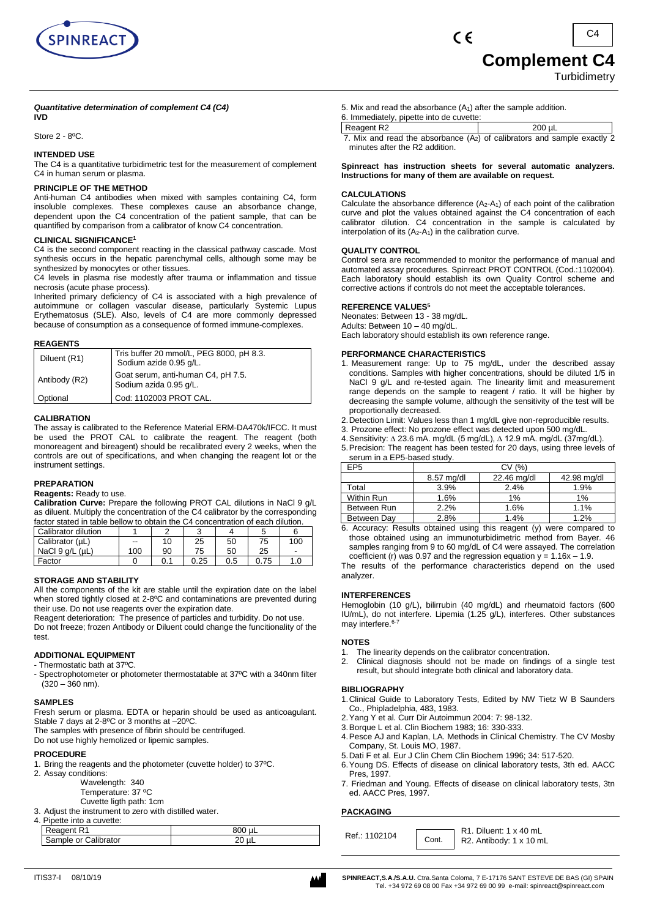# Complement C4

Turbidimetry

***Quantitative determination of complement C4 (C4)***
**IVD**

Store 2 - 8ºC.

## INTENDED USE

The C4 is a quantitative turbidimetric test for the measurement of complement C4 in human serum or plasma.

## PRINCIPLE OF THE METHOD

Anti-human C4 antibodies when mixed with samples containing C4, form insoluble complexes. These complexes cause an absorbance change, dependent upon the C4 concentration of the patient sample, that can be quantified by comparison from a calibrator of know C4 concentration.

## CLINICAL SIGNIFICANCE[1]

C4 is the second component reacting in the classical pathway cascade. Most synthesis occurs in the hepatic parenchymal cells, although some may be synthesized by monocytes or other tissues.

C4 levels in plasma rise modestly after trauma or inflammation and tissue necrosis (acute phase process).

Inherited primary deficiency of C4 is associated with a high prevalence of autoimmune or collagen vascular disease, particularly Systemic Lupus Erythematosus (SLE). Also, levels of C4 are more commonly depressed because of consumption as a consequence of formed immune-complexes.

## REAGENTS

| | |
|---|---|
| Diluent (R1) | Tris buffer 20 mmol/L, PEG 8000, pH 8.3. Sodium azide 0.95 g/L. |
| Antibody (R2) | Goat serum, anti-human C4, pH 7.5. Sodium azida 0.95 g/L. |
| Optional | Cod: 1102003 PROT CAL. |

## CALIBRATION

The assay is calibrated to the Reference Material ERM-DA470k/IFCC. It must be used the PROT CAL to calibrate the reagent. The reagent (both monoreagent and bireagent) should be recalibrated every 2 weeks, when the controls are out of specifications, and when changing the reagent lot or the instrument settings.

## PREPARATION

**Reagents:** Ready to use.

**Calibration Curve:** Prepare the following PROT CAL dilutions in NaCl 9 g/L as diluent. Multiply the concentration of the C4 calibrator by the corresponding factor stated in table bellow to obtain the C4 concentration of each dilution.

| Calibrator dilution | 1 | 2 | 3 | 4 | 5 | 6 |
|---|---|---|---|---|---|---|
| Calibrator (µL) | -- | 10 | 25 | 50 | 75 | 100 |
| NaCl 9 g/L (µL) | 100 | 90 | 75 | 50 | 25 | - |
| Factor | 0 | 0.1 | 0.25 | 0.5 | 0.75 | 1.0 |

## STORAGE AND STABILITY

All the components of the kit are stable until the expiration date on the label when stored tightly closed at 2-8ºC and contaminations are prevented during their use. Do not use reagents over the expiration date.

Reagent deterioration: The presence of particles and turbidity. Do not use.

Do not freeze; frozen Antibody or Diluent could change the functionality of the test.

## ADDITIONAL EQUIPMENT

- Thermostatic bath at 37ºC.
- Spectrophotometer or photometer thermostatable at 37ºC with a 340nm filter (320 – 360 nm).

## SAMPLES

Fresh serum or plasma. EDTA or heparin should be used as anticoagulant. Stable 7 days at 2-8ºC or 3 months at –20ºC.

The samples with presence of fibrin should be centrifuged.

Do not use highly hemolized or lipemic samples.

## PROCEDURE

1. Bring the reagents and the photometer (cuvette holder) to 37ºC.
2. Assay conditions:
   Wavelength: 340
   Temperature: 37 ºC
   Cuvette ligth path: 1cm
3. Adjust the instrument to zero with distilled water.
4. Pipette into a cuvette:

| | |
|---|---|
| Reagent R1 | 800 µL |
| Sample or Calibrator | 20 µL |

5. Mix and read the absorbance ($A_1$) after the sample addition.
6. Immediately, pipette into de cuvette:

| | |
|---|---|
| Reagent R2 | 200 µL |

7. Mix and read the absorbance ($A_2$) of calibrators and sample exactly 2 minutes after the R2 addition.

**Spinreact has instruction sheets for several automatic analyzers. Instructions for many of them are available on request.**

## CALCULATIONS

Calculate the absorbance difference ($A_2$-$A_1$) of each point of the calibration curve and plot the values obtained against the C4 concentration of each calibrator dilution. C4 concentration in the sample is calculated by interpolation of its ($A_2$-$A_1$) in the calibration curve.

## QUALITY CONTROL

Control sera are recommended to monitor the performance of manual and automated assay procedures. Spinreact PROT CONTROL (Cod.:1102004). Each laboratory should establish its own Quality Control scheme and corrective actions if controls do not meet the acceptable tolerances.

## REFERENCE VALUES[5]

Neonates: Between 13 - 38 mg/dL.
Adults: Between 10 – 40 mg/dL.
Each laboratory should establish its own reference range.

## PERFORMANCE CHARACTERISTICS

1. Measurement range: Up to 75 mg/dL, under the described assay conditions. Samples with higher concentrations, should be diluted 1/5 in NaCl 9 g/L and re-tested again. The linearity limit and measurement range depends on the sample to reagent / ratio. It will be higher by decreasing the sample volume, although the sensitivity of the test will be proportionally decreased.
2. Detection Limit: Values less than 1 mg/dL give non-reproducible results.
3. Prozone effect: No prozone effect was detected upon 500 mg/dL.
4. Sensitivity: $\Delta$ 23.6 mA. mg/dL (5 mg/dL), $\Delta$ 12.9 mA. mg/dL (37mg/dL).
5. Precision: The reagent has been tested for 20 days, using three levels of serum in a EP5-based study.

| EP5 | CV (%) | | |
|---|---|---|---|
| | 8.57 mg/dl | 22.46 mg/dl | 42.98 mg/dl |
| Total | 3.9% | 2.4% | 1.9% |
| Within Run | 1.6% | 1% | 1% |
| Between Run | 2.2% | 1.6% | 1.1% |
| Between Day | 2.8% | 1.4% | 1.2% |

6. Accuracy: Results obtained using this reagent (y) were compared to those obtained using an immunoturbidimetric method from Bayer. 46 samples ranging from 9 to 60 mg/dL of C4 were assayed. The correlation coefficient (r) was 0.97 and the regression equation $y = 1.16x – 1.9$.

The results of the performance characteristics depend on the used analyzer.

## INTERFERENCES

Hemoglobin (10 g/L), bilirrubin (40 mg/dL) and rheumatoid factors (600 IU/mL), do not interfere. Lipemia (1.25 g/L), interferes. Other substances may interfere.[6-7]

## NOTES

1. The linearity depends on the calibrator concentration.
2. Clinical diagnosis should not be made on findings of a single test result, but should integrate both clinical and laboratory data.

## BIBLIOGRAPHY

1. Clinical Guide to Laboratory Tests, Edited by NW Tietz W B Saunders Co., Phipladelphia, 483, 1983.
2. Yang Y et al. Curr Dir Autoimmun 2004: 7: 98-132.
3. Borque L et al. Clin Biochem 1983; 16: 330-333.
4. Pesce AJ and Kaplan, LA. Methods in Clinical Chemistry. The CV Mosby Company, St. Louis MO, 1987.
5. Dati F et al. Eur J Clin Chem Clin Biochem 1996; 34: 517-520.
6. Young DS. Effects of disease on clinical laboratory tests, 3th ed. AACC Pres, 1997.
7. Friedman and Young. Effects of disease on clinical laboratory tests, 3tn ed. AACC Pres, 1997.

## PACKAGING

| | | |
|---|---|---|
| Ref.: 1102104 | Cont. | R1. Diluent: 1 x 40 mL<br>R2. Antibody: 1 x 10 mL |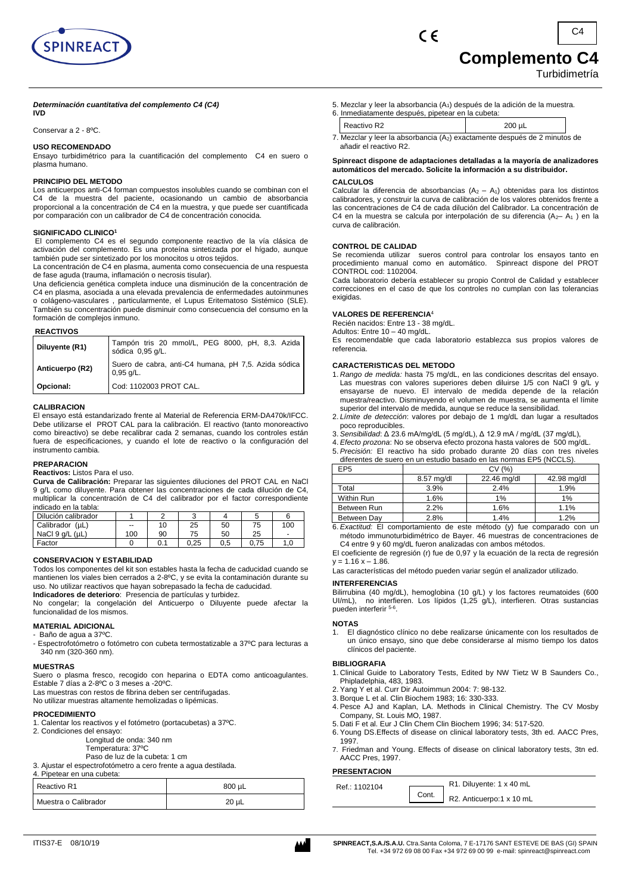# Complemento C4

Turbidimetría

***Determinación cuantitativa del complemento C4 (C4)***
**IVD**

Conservar a 2 - 8ºC.

**USO RECOMENDADO**

Ensayo turbidimétrico para la cuantificación del complemento C4 en suero o plasma humano.

**PRINCIPIO DEL METODO**

Los anticuerpos anti-C4 forman compuestos insolubles cuando se combinan con el C4 de la muestra del paciente, ocasionando un cambio de absorbancia proporcional a la concentración de C4 en la muestra, y que puede ser cuantificada por comparación con un calibrador de C4 de concentración conocida.

**SIGNIFICADO CLINICO[1]**

El complemento C4 es el segundo componente reactivo de la vía clásica de activación del complemento. Es una proteína sintetizada por el hígado, aunque también pude ser sintetizado por los monocitos u otros tejidos.

La concentración de C4 en plasma, aumenta como consecuencia de una respuesta de fase aguda (trauma, inflamación o necrosis tisular).

Una deficiencia genética completa induce una disminución de la concentración de C4 en plasma, asociada a una elevada prevalencia de enfermedades autoinmunes o colágeno-vasculares , particularmente, el Lupus Eritematoso Sistémico (SLE). También su concentración puede disminuir como consecuencia del consumo en la formación de complejos inmuno.

**REACTIVOS**

| | |
|---|---|
| **Diluyente (R1)** | Tampón tris 20 mmol/L, PEG 8000, pH, 8,3. Azida sódica 0,95 g/L. |
| **Anticuerpo (R2)** | Suero de cabra, anti-C4 humana, pH 7,5. Azida sódica 0,95 g/L. |
| **Opcional:** | Cod: 1102003 PROT CAL. |

**CALIBRACION**

El ensayo está estandarizado frente al Material de Referencia ERM-DA470k/IFCC. Debe utilizarse el PROT CAL para la calibración. El reactivo (tanto monoreactivo como bireactivo) se debe recalibrar cada 2 semanas, cuando los controles están fuera de especificaciones, y cuando el lote de reactivo o la configuración del instrumento cambia.

**PREPARACION**

**Reactivos:** Listos Para el uso.

**Curva de Calibración:** Preparar las siguientes diluciones del PROT CAL en NaCl 9 g/L como diluyente. Para obtener las concentraciones de cada dilución de C4, multiplicar la concentración de C4 del calibrador por el factor correspondiente indicado en la tabla:

| Dilución calibrador | 1 | 2 | 3 | 4 | 5 | 6 |
|---|---|---|---|---|---|---|
| Calibrador (µL) | -- | 10 | 25 | 50 | 75 | 100 |
| NaCl 9 g/L (µL) | 100 | 90 | 75 | 50 | 25 | - |
| Factor | 0 | 0.1 | 0,25 | 0,5 | 0,75 | 1,0 |

**CONSERVACION Y ESTABILIDAD**

Todos los componentes del kit son estables hasta la fecha de caducidad cuando se mantienen los viales bien cerrados a 2-8ºC, y se evita la contaminación durante su uso. No utilizar reactivos que hayan sobrepasado la fecha de caducidad.

**Indicadores de deterioro**: Presencia de partículas y turbidez.

No congelar; la congelación del Anticuerpo o Diluyente puede afectar la funcionalidad de los mismos.

**MATERIAL ADICIONAL**

- Baño de agua a 37ºC.
- Espectrofotómetro o fotómetro con cubeta termostatizable a 37ºC para lecturas a 340 nm (320-360 nm).

**MUESTRAS**

Suero o plasma fresco, recogido con heparina o EDTA como anticoagulantes. Estable 7 días a 2-8ºC o 3 meses a -20ºC.

Las muestras con restos de fibrina deben ser centrifugadas.

No utilizar muestras altamente hemolizadas o lipémicas.

**PROCEDIMIENTO**

1. Calentar los reactivos y el fotómetro (portacubetas) a 37ºC.
2. Condiciones del ensayo:
   Longitud de onda: 340 nm
   Temperatura: 37ºC
   Paso de luz de la cubeta: 1 cm
3. Ajustar el espectrofotómetro a cero frente a agua destilada.
4. Pipetear en una cubeta:

| | |
|---|---|
| Reactivo R1 | 800 µL |
| Muestra o Calibrador | 20 µL |

5. Mezclar y leer la absorbancia ($A_1$) después de la adición de la muestra.
6. Inmediatamente después, pipetear en la cubeta:

| | |
|---|---|
| Reactivo R2 | 200 µL |

7. Mezclar y leer la absorbancia ($A_2$) exactamente después de 2 minutos de añadir el reactivo R2.

**Spinreact dispone de adaptaciones detalladas a la mayoría de analizadores automáticos del mercado. Solicite la información a su distribuidor.**

**CALCULOS**

Calcular la diferencia de absorbancias ($A_2 - A_1$) obtenidas para los distintos calibradores, y construir la curva de calibración de los valores obtenidos frente a las concentraciones de C4 de cada dilución del Calibrador. La concentración de C4 en la muestra se calcula por interpolación de su diferencia ($A_2 - A_1$) en la curva de calibración.

**CONTROL DE CALIDAD**

Se recomienda utilizar sueros control para controlar los ensayos tanto en procedimiento manual como en automático. Spinreact dispone del PROT CONTROL cod: 1102004.

Cada laboratorio debería establecer su propio Control de Calidad y establecer correcciones en el caso de que los controles no cumplan con las tolerancias exigidas.

**VALORES DE REFERENCIA[4]**

Recién nacidos: Entre 13 - 38 mg/dL.
Adultos: Entre 10 – 40 mg/dL.

Es recomendable que cada laboratorio establezca sus propios valores de referencia.

**CARACTERISTICAS DEL METODO**

1. *Rango de medida:* hasta 75 mg/dL, en las condiciones descritas del ensayo. Las muestras con valores superiores deben diluirse 1/5 con NaCl 9 g/L y ensayarse de nuevo. El intervalo de medida depende de la relación muestra/reactivo. Disminuyendo el volumen de muestra, se aumenta el límite superior del intervalo de medida, aunque se reduce la sensibilidad.
2. *Límite de detección*: valores por debajo de 1 mg/dL dan lugar a resultados poco reproducibles.
3. *Sensibilidad*: Δ 23.6 mA/mg/dL (5 mg/dL), Δ 12.9 mA / mg/dL (37 mg/dL),
4. *Efecto prozona*: No se observa efecto prozona hasta valores de 500 mg/dL.
5. *Precisión:* El reactivo ha sido probado durante 20 días con tres niveles diferentes de suero en un estudio basado en las normas EP5 (NCCLS).

| EP5 | CV (%) | | |
|---|---|---|---|
| | 8.57 mg/dl | 22.46 mg/dl | 42.98 mg/dl |
| Total | 3.9% | 2.4% | 1.9% |
| Within Run | 1.6% | 1% | 1% |
| Between Run | 2.2% | 1.6% | 1.1% |
| Between Day | 2.8% | 1.4% | 1.2% |

6. *Exactitud:* El comportamiento de este método (y) fue comparado con un método inmunoturbidimétrico de Bayer. 46 muestras de concentraciones de C4 entre 9 y 60 mg/dL fueron analizadas con ambos métodos.

El coeficiente de regresión (r) fue de 0,97 y la ecuación de la recta de regresión $y = 1.16\ x – 1.86$.

Las características del método pueden variar según el analizador utilizado.

**INTERFERENCIAS**

Bilirrubina (40 mg/dL), hemoglobina (10 g/L) y los factores reumatoides (600 UI/mL), no interfieren. Los lípidos (1,25 g/L), interfieren. Otras sustancias pueden interferir [5-6].

**NOTAS**

1. El diagnóstico clínico no debe realizarse únicamente con los resultados de un único ensayo, sino que debe considerarse al mismo tiempo los datos clínicos del paciente.

**BIBLIOGRAFIA**

1. Clinical Guide to Laboratory Tests, Edited by NW Tietz W B Saunders Co., Phipladelphia, 483, 1983.
2. Yang Y et al. Curr Dir Autoimmun 2004: 7: 98-132.
3. Borque L et al. Clin Biochem 1983; 16: 330-333.
4. Pesce AJ and Kaplan, LA. Methods in Clinical Chemistry. The CV Mosby Company, St. Louis MO, 1987.
5. Dati F et al. Eur J Clin Chem Clin Biochem 1996; 34: 517-520.
6. Young DS.Effects of disease on clinical laboratory tests, 3th ed. AACC Pres, 1997.
7. Friedman and Young. Effects of disease on clinical laboratory tests, 3tn ed. AACC Pres, 1997.

**PRESENTACION**

| Ref.: 1102104 | Cont. | R1. Diluyente: 1 x 40 mL<br>R2. Anticuerpo:1 x 10 mL |
|---|---|---|

ITIS37-E 08/10/19

SPINREACT,S.A./S.A.U. Ctra.Santa Coloma, 7 E-17176 SANT ESTEVE DE BAS (GI) SPAIN
Tel. +34 972 69 08 00 Fax +34 972 69 00 99 e-mail: spinreact@spinreact.com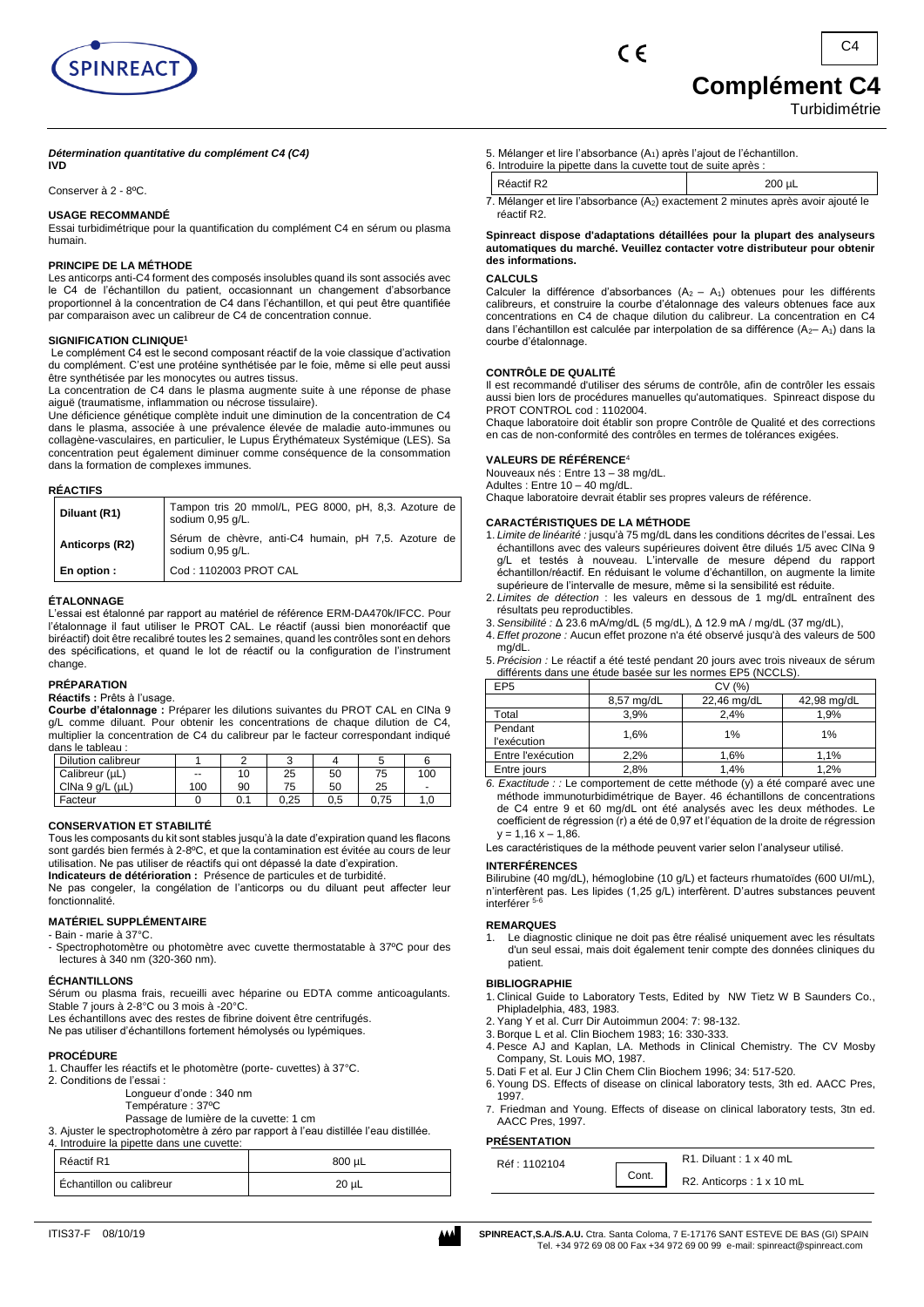# Complément C4

Turbidimétrie

***Détermination quantitative du complément C4 (C4)***
**IVD**

Conserver à 2 - 8ºC.

### USAGE RECOMMANDÉ

Essai turbidimétrique pour la quantification du complément C4 en sérum ou plasma humain.

### PRINCIPE DE LA MÉTHODE

Les anticorps anti-C4 forment des composés insolubles quand ils sont associés avec le C4 de l'échantillon du patient, occasionnant un changement d'absorbance proportionnel à la concentration de C4 dans l'échantillon, et qui peut être quantifiée par comparaison avec un calibreur de C4 de concentration connue.

### SIGNIFICATION CLINIQUE[1]

Le complément C4 est le second composant réactif de la voie classique d'activation du complément. C'est une protéine synthétisée par le foie, même si elle peut aussi être synthétisée par les monocytes ou autres tissus.

La concentration de C4 dans le plasma augmente suite à une réponse de phase aiguë (traumatisme, inflammation ou nécrose tissulaire).

Une déficience génétique complète induit une diminution de la concentration de C4 dans le plasma, associée à une prévalence élevée de maladie auto-immunes ou collagène-vasculaires, en particulier, le Lupus Érythémateux Systémique (LES). Sa concentration peut également diminuer comme conséquence de la consommation dans la formation de complexes immunes.

### RÉACTIFS

| | |
|---|---|
| **Diluant (R1)** | Tampon tris 20 mmol/L, PEG 8000, pH, 8,3. Azoture de sodium 0,95 g/L. |
| **Anticorps (R2)** | Sérum de chèvre, anti-C4 humain, pH 7,5. Azoture de sodium 0,95 g/L. |
| **En option :** | Cod : 1102003 PROT CAL |

### ÉTALONNAGE

L'essai est étalonné par rapport au matériel de référence ERM-DA470k/IFCC. Pour l'étalonnage il faut utiliser le PROT CAL. Le réactif (aussi bien monoréactif que biréactif) doit être recalibré toutes les 2 semaines, quand les contrôles sont en dehors des spécifications, et quand le lot de réactif ou la configuration de l'instrument change.

### PRÉPARATION

**Réactifs :** Prêts à l'usage.

**Courbe d'étalonnage :** Préparer les dilutions suivantes du PROT CAL en ClNa 9 g/L comme diluant. Pour obtenir les concentrations de chaque dilution de C4, multiplier la concentration de C4 du calibreur par le facteur correspondant indiqué dans le tableau :

| Dilution calibreur | 1 | 2 | 3 | 4 | 5 | 6 |
|---|---|---|---|---|---|---|
| Calibreur (µL) | -- | 10 | 25 | 50 | 75 | 100 |
| ClNa 9 g/L (µL) | 100 | 90 | 75 | 50 | 25 | - |
| Facteur | 0 | 0.1 | 0,25 | 0,5 | 0,75 | 1,0 |

### CONSERVATION ET STABILITÉ

Tous les composants du kit sont stables jusqu'à la date d'expiration quand les flacons sont gardés bien fermés à 2-8ºC, et que la contamination est évitée au cours de leur utilisation. Ne pas utiliser de réactifs qui ont dépassé la date d'expiration.

**Indicateurs de détérioration :** Présence de particules et de turbidité.

Ne pas congeler, la congélation de l'anticorps ou du diluant peut affecter leur fonctionnalité.

### MATÉRIEL SUPPLÉMENTAIRE

- Bain - marie à 37°C.
- Spectrophotomètre ou photomètre avec cuvette thermostatable à 37ºC pour des lectures à 340 nm (320-360 nm).

### ÉCHANTILLONS

Sérum ou plasma frais, recueilli avec héparine ou EDTA comme anticoagulants. Stable 7 jours à 2-8°C ou 3 mois à -20°C.

Les échantillons avec des restes de fibrine doivent être centrifugés.

Ne pas utiliser d'échantillons fortement hémolysés ou lypémiques.

### PROCÉDURE

1. Chauffer les réactifs et le photomètre (porte- cuvettes) à 37°C.
2. Conditions de l'essai :
   Longueur d'onde : 340 nm
   Température : 37ºC
   Passage de lumière de la cuvette: 1 cm
3. Ajuster le spectrophotomètre à zéro par rapport à l'eau distillée l'eau distillée.
4. Introduire la pipette dans une cuvette:

| | |
|---|---|
| Réactif R1 | 800 µL |
| Échantillon ou calibreur | 20 µL |

5. Mélanger et lire l'absorbance ($A_1$) après l'ajout de l'échantillon.
6. Introduire la pipette dans la cuvette tout de suite après :

| | |
|---|---|
| Réactif R2 | 200 µL |

7. Mélanger et lire l'absorbance ($A_2$) exactement 2 minutes après avoir ajouté le réactif R2.

**Spinreact dispose d'adaptations détaillées pour la plupart des analyseurs automatiques du marché. Veuillez contacter votre distributeur pour obtenir des informations.**

### CALCULS

Calculer la différence d'absorbances ($A_2 - A_1$) obtenues pour les différents calibreurs, et construire la courbe d'étalonnage des valeurs obtenues face aux concentrations en C4 de chaque dilution du calibreur. La concentration en C4 dans l'échantillon est calculée par interpolation de sa différence ($A_2 - A_1$) dans la courbe d'étalonnage.

### CONTRÔLE DE QUALITÉ

Il est recommandé d'utiliser des sérums de contrôle, afin de contrôler les essais aussi bien lors de procédures manuelles qu'automatiques. Spinreact dispose du PROT CONTROL cod : 1102004.

Chaque laboratoire doit établir son propre Contrôle de Qualité et des corrections en cas de non-conformité des contrôles en termes de tolérances exigées.

### VALEURS DE RÉFÉRENCE[4]

Nouveaux nés : Entre 13 – 38 mg/dL.
Adultes : Entre 10 – 40 mg/dL.
Chaque laboratoire devrait établir ses propres valeurs de référence.

### CARACTÉRISTIQUES DE LA MÉTHODE

1. *Limite de linéarité :* jusqu'à 75 mg/dL dans les conditions décrites de l'essai. Les échantillons avec des valeurs supérieures doivent être dilués 1/5 avec ClNa 9 g/L et testés à nouveau. L'intervalle de mesure dépend du rapport échantillon/réactif. En réduisant le volume d'échantillon, on augmente la limite supérieure de l'intervalle de mesure, même si la sensibilité est réduite.
2. *Limites de détection :* les valeurs en dessous de 1 mg/dL entraînent des résultats peu reproductibles.
3. *Sensibilité :* Δ 23.6 mA/mg/dL (5 mg/dL), Δ 12.9 mA / mg/dL (37 mg/dL),
4. *Effet prozone :* Aucun effet prozone n'a été observé jusqu'à des valeurs de 500 mg/dL.
5. *Précision :* Le réactif a été testé pendant 20 jours avec trois niveaux de sérum différents dans une étude basée sur les normes EP5 (NCCLS).

| EP5 | CV (%) | | |
|---|---|---|---|
| | 8,57 mg/dL | 22,46 mg/dL | 42,98 mg/dL |
| Total | 3,9% | 2,4% | 1,9% |
| Pendant l'exécution | 1,6% | 1% | 1% |
| Entre l'exécution | 2,2% | 1,6% | 1,1% |
| Entre jours | 2,8% | 1,4% | 1,2% |

6. *Exactitude : :* Le comportement de cette méthode (y) a été comparé avec une méthode immunoturbidimétrique de Bayer. 46 échantillons de concentrations de C4 entre 9 et 60 mg/dL ont été analysés avec les deux méthodes. Le coefficient de régression (r) a été de 0,97 et l'équation de la droite de régression $y = 1{,}16\ x - 1{,}86$.

Les caractéristiques de la méthode peuvent varier selon l'analyseur utilisé.

### INTERFÉRENCES

Bilirubine (40 mg/dL), hémoglobine (10 g/L) et facteurs rhumatoïdes (600 UI/mL), n'interfèrent pas. Les lipides (1,25 g/L) interfèrent. D'autres substances peuvent interférer [5-6]

### REMARQUES

1. Le diagnostic clinique ne doit pas être réalisé uniquement avec les résultats d'un seul essai, mais doit également tenir compte des données cliniques du patient.

### BIBLIOGRAPHIE

1. Clinical Guide to Laboratory Tests, Edited by NW Tietz W B Saunders Co., Phipladelphia, 483, 1983.
2. Yang Y et al. Curr Dir Autoimmun 2004: 7: 98-132.
3. Borque L et al. Clin Biochem 1983; 16: 330-333.
4. Pesce AJ and Kaplan, LA. Methods in Clinical Chemistry. The CV Mosby Company, St. Louis MO, 1987.
5. Dati F et al. Eur J Clin Chem Clin Biochem 1996; 34: 517-520.
6. Young DS. Effects of disease on clinical laboratory tests, 3th ed. AACC Pres, 1997.
7. Friedman and Young. Effects of disease on clinical laboratory tests, 3tn ed. AACC Pres, 1997.

### PRÉSENTATION

| | | |
|---|---|---|
| Réf : 1102104 | Cont. | R1. Diluant : 1 x 40 mL |
| | | R2. Anticorps : 1 x 10 mL |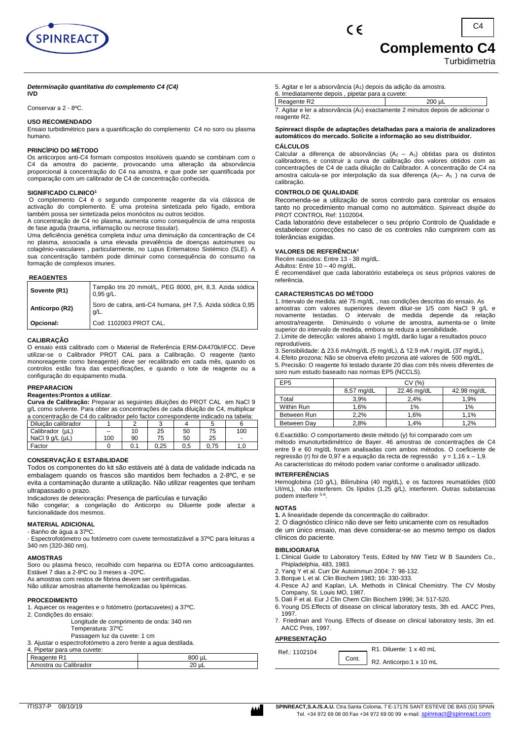# Complemento C4

Turbidimetria

C4

***Determinação quantitativa do complemento C4 (C4)***
**IVD**

Conservar a 2 - 8ºC.

## USO RECOMENDADO

Ensaio turbidimétrico para a quantificação do complemento C4 no soro ou plasma humano.

## PRINCÌPIO DO MÈTODO

Os anticorpos anti-C4 formam compostos insolúveis quando se combinam com o C4 da amostra do paciente, provocando uma alteração da absorvância proporcional à concentração do C4 na amostra, e que pode ser quantificada por comparação com um calibrador de C4 de concentração conhecida.

## SIGNIFICADO CLINICO[1]

O complemento C4 é o segundo componente reagente da vía clássica de activação do complemento. É uma proteína sintetizada pelo fígado, embora também possa ser sintetizada pelos monócitos ou outros tecidos.

A concentração de C4 no plasma, aumenta como consequência de uma resposta de fase aguda (trauma, inflamação ou necrose tissular).

Uma deficiência genética completa induz uma diminuição da concentração de C4 no plasma, associada a uma elevada prevalência de doenças autoimunes ou colagénio-vasculares , particularmente, no Lupus Eritematoso Sistémico (SLE). A sua concentração também pode diminuir como consequência do consumo na formação de complexos imunes.

## REAGENTES

| | |
|---|---|
| **Sovente (R1)** | Tampão tris 20 mmol/L, PEG 8000, pH, 8,3. Azida sódica 0,95 g/L. |
| **Anticorpo (R2)** | Soro de cabra, anti-C4 humana, pH 7,5. Azida sódica 0,95 g/L. |
| **Opcional:** | Cod: 1102003 PROT CAL. |

## CALIBRAÇÃO

O ensaio está calibrado com o Material de Referência ERM-DA470k/IFCC. Deve utilizar-se o Calibrador PROT CAL para a Calibração. O reagente (tanto monoreagente como bireagente) deve ser recalibrado em cada mês, quando os controlos estão fora das especificações, e quando o lote de reagente ou a configuração do equipamento muda.

## PREPARACION

**Reagentes:Prontos a utilizar**.

**Curva de Calibração:** Preparar as seguintes diluições do PROT CAL em NaCl 9 g/L como solvente. Para obter as concentrações de cada diluição de C4, multiplicar a concentração de C4 do calibrador pelo factor correspondente indicado na tabela:

| Diluição calibrador | 1 | 2 | 3 | 4 | 5 | 6 |
|---|---|---|---|---|---|---|
| Calibrador (µL) | -- | 10 | 25 | 50 | 75 | 100 |
| NaCl 9 g/L (µL) | 100 | 90 | 75 | 50 | 25 | - |
| Factor | 0 | 0.1 | 0,25 | 0,5 | 0,75 | 1,0 |

## CONSERVAÇÃO E ESTABILIDADE

Todos os componentes do kit são estáveis até à data de validade indicada na embalagem quando os frascos são mantidos bem fechados a 2-8ºC, e se evita a contaminação durante a utilização. Não utilizar reagentes que tenham ultrapassado o prazo.

Indicadores de deterioração: Presença de partículas e turvação

Não congelar; a congelação do Anticorpo ou Diluente pode afectar a funcionalidade dos mesmos.

## MATERIAL ADICIONAL

- Banho de água a 37ºC.
- Espectrofotómetro ou fotómetro com cuvete termostatizável a 37ºC para leituras a 340 nm (320-360 nm).

## AMOSTRAS

Soro ou plasma fresco, recolhido com heparina ou EDTA como anticoagulantes. Estável 7 dias a 2-8ºC ou 3 meses a -20ºC.

As amostras com restos de fibrina devem ser centrifugadas.

Não utilizar amostras altamente hemolizadas ou lipémicas.

## PROCEDIMENTO

1. Aquecer os reagentes e o fotómetro (portacuvetes) a 37ºC.
2. Condições do ensaio:
   - Longitude de comprimento de onda: 340 nm
   - Temperatura: 37ºC
   - Passagem luz da cuvete: 1 cm
3. Ajustar o espectrofotómetro a zero frente a agua destilada.
4. Pipetar para uma cuvete:

| | |
|---|---|
| Reagente R1 | 800 µL |
| Amostra ou Calibrador | 20 µL |

5. Agitar e ler a absorvância ($A_1$) depois da adição da amostra.
6. Imediatamente depois , pipetar para a cuvete:

| | |
|---|---|
| Reagente R2 | 200 µL |

7. Agitar e ler a absorvância ($A_2$) exactamente 2 minutos depois de adicionar o reagente R2.

**Spinreact dispõe de adaptações detalhadas para a maioria de analizadores automáticos do mercado. Solicite a informação ao seu distribuidor.**

## CÁLCULOS

Calcular a diferença de absorvâncias ($A_2 - A_1$) obtidas para os distintos calibradores, e construir a curva de calibração dos valores obtidos com as concentrações de C4 de cada diluição do Calibrador. A concentração de C4 na amostra calcula-se por interpolação da sua diferença ($A_2 - A_1$ ) na curva de calibração.

## CONTROLO DE QUALIDADE

Recomenda-se a utilização de soros controlo para controlar os ensaios tanto no procedimento manual como no automático. Spinreact dispõe do PROT CONTROL Ref: 1102004.

Cada laboratório deve estabelecer o seu próprio Controlo de Qualidade e estabelecer correcções no caso de os controles não cumprirem com as tolerâncias exigidas.

## VALORES DE REFERÊNCIA[4]

Recém nascidos: Entre 13 - 38 mg/dL.

Adultos: Entre 10 – 40 mg/dL.

É recomendável que cada laboratório estabeleça os seus próprios valores de referência.

## CARACTERISTICAS DO MÉTODO

1. Intervalo de medida*:* até 75 mg/dL , nas condições descritas do ensaio. As amostras com valores superiores devem diluir-se 1/5 com NaCl 9 g/L e novamente testadas. O intervalo de medida depende da relação amostra/reagente. Diminuindo o volume de amostra, aumenta-se o limite superior do intervalo de medida, embora se reduza a sensibilidade.
2. Limite de detecção: valores abaixo 1 mg/dL darão lugar a resultados pouco reprodutíveis.
3. Sensibilidade: Δ 23.6 mA/mg/dL (5 mg/dL), Δ 12.9 mA / mg/dL (37 mg/dL),
4. Efeito prozona: Não se observa efeito prozona até valores de 500 mg/dL.
5. Precisão: O reagente foi testado durante 20 dias com três niveis diferentes de soro num estudo baseado nas normas EP5 (NCCLS).

| EP5 | CV (%) | | |
|---|---|---|---|
| | 8,57 mg/dL | 22.46 mg/dL | 42.98 mg/dL |
| Total | 3,9% | 2,4% | 1,9% |
| Within Run | 1,6% | 1% | 1% |
| Between Run | 2,2% | 1,6% | 1,1% |
| Between Day | 2,8% | 1,4% | 1,2% |

6. Exactidão: *O* comportamento deste método (y) foi comparado com um método imunoturbidimétrico de Bayer. 46 amostras de concentrações de C4 entre 9 e 60 mg/dL foram analisadas com ambos métodos. O coeficiente de regressão (r) foi de 0,97 e a equação da recta de regressão $y = 1{,}16\ x - 1{,}9$.

As características do método podem variar conforme o analisador utilizado.

## INTERFERÊNCIAS

Hemoglobina (10 g/L), Bilirrubina (40 mg/dL), e os factores reumatóides (600 UI/mL), não interferem. Os lípidos (1,25 g/L), interferem. Outras substancias podem interferir [5-6].

## NOTAS

**1.** A linearidade depende da concentração do calibrador.

2. O diagnóstico clínico não deve ser feito unicamente com os resultados de um único ensaio, mas deve considerar-se ao mesmo tempo os dados clínicos do paciente.

## BIBLIOGRAFIA

1. Clinical Guide to Laboratory Tests, Edited by NW Tietz W B Saunders Co., Phipladelphia, 483, 1983.
2. Yang Y et al. Curr Dir Autoimmun 2004: 7: 98-132.
3. Borque L et al. Clin Biochem 1983; 16: 330-333.
4. Pesce AJ and Kaplan, LA. Methods in Clinical Chemistry. The CV Mosby Company, St. Louis MO, 1987.
5. Dati F et al. Eur J Clin Chem Clin Biochem 1996; 34: 517-520.
6. Young DS.Effects of disease on clinical laboratory tests, 3th ed. AACC Pres, 1997.
7. Friedman and Young. Effects of disease on clinical laboratory tests, 3tn ed. AACC Pres, 1997.

## APRESENTAÇÃO

| | | |
|---|---|---|
| Ref.: 1102104 | Cont. | R1. Diluente: 1 x 40 mL<br>R2. Anticorpo:1 x 10 mL |

ITIS37-P 08/10/19

SPINREACT,S.A./S.A.U. Ctra.Santa Coloma, 7 E-17176 SANT ESTEVE DE BAS (GI) SPAIN
Tel. +34 972 69 08 00 Fax +34 972 69 00 99 e-mail: spinreact@spinreact.com